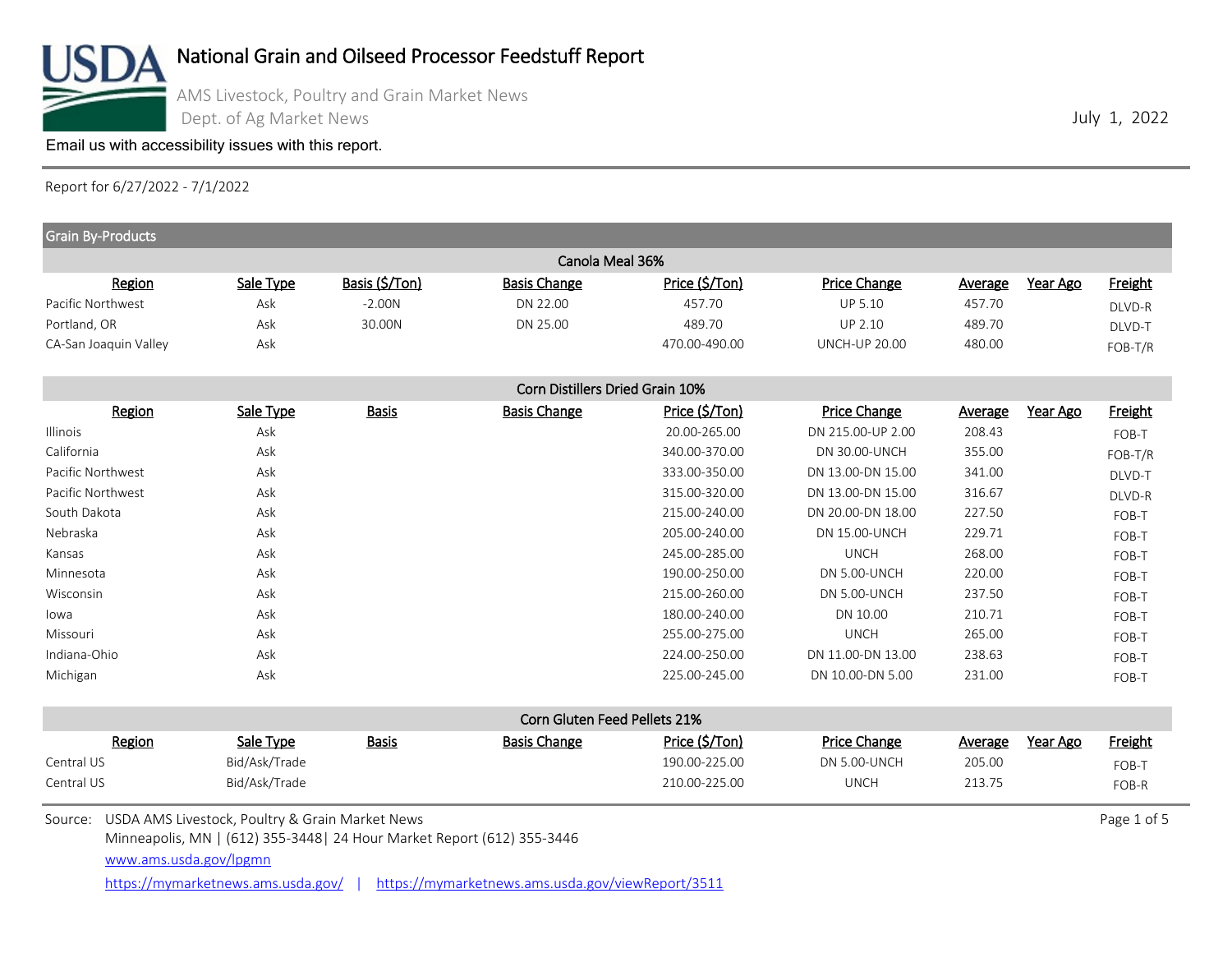# National Grain and Oilseed Processor Feedstuff Report

AMS Livestock, Poultry and Grain Market News
Dept. of Ag Market News

July 1, 2022

Email us with accessibility issues with this report.

Report for 6/27/2022 - 7/1/2022

## Grain By-Products

### Canola Meal 36%

| Region | Sale Type | Basis ($/Ton) | Basis Change | Price ($/Ton) | Price Change | Average | Year Ago | Freight |
|---|---|---|---|---|---|---|---|---|
| Pacific Northwest | Ask | -2.00N | DN 22.00 | 457.70 | UP 5.10 | 457.70 | | DLVD-R |
| Portland, OR | Ask | 30.00N | DN 25.00 | 489.70 | UP 2.10 | 489.70 | | DLVD-T |
| CA-San Joaquin Valley | Ask | | | 470.00-490.00 | UNCH-UP 20.00 | 480.00 | | FOB-T/R |

### Corn Distillers Dried Grain 10%

| Region | Sale Type | Basis | Basis Change | Price ($/Ton) | Price Change | Average | Year Ago | Freight |
|---|---|---|---|---|---|---|---|---|
| Illinois | Ask | | | 20.00-265.00 | DN 215.00-UP 2.00 | 208.43 | | FOB-T |
| California | Ask | | | 340.00-370.00 | DN 30.00-UNCH | 355.00 | | FOB-T/R |
| Pacific Northwest | Ask | | | 333.00-350.00 | DN 13.00-DN 15.00 | 341.00 | | DLVD-T |
| Pacific Northwest | Ask | | | 315.00-320.00 | DN 13.00-DN 15.00 | 316.67 | | DLVD-R |
| South Dakota | Ask | | | 215.00-240.00 | DN 20.00-DN 18.00 | 227.50 | | FOB-T |
| Nebraska | Ask | | | 205.00-240.00 | DN 15.00-UNCH | 229.71 | | FOB-T |
| Kansas | Ask | | | 245.00-285.00 | UNCH | 268.00 | | FOB-T |
| Minnesota | Ask | | | 190.00-250.00 | DN 5.00-UNCH | 220.00 | | FOB-T |
| Wisconsin | Ask | | | 215.00-260.00 | DN 5.00-UNCH | 237.50 | | FOB-T |
| Iowa | Ask | | | 180.00-240.00 | DN 10.00 | 210.71 | | FOB-T |
| Missouri | Ask | | | 255.00-275.00 | UNCH | 265.00 | | FOB-T |
| Indiana-Ohio | Ask | | | 224.00-250.00 | DN 11.00-DN 13.00 | 238.63 | | FOB-T |
| Michigan | Ask | | | 225.00-245.00 | DN 10.00-DN 5.00 | 231.00 | | FOB-T |

### Corn Gluten Feed Pellets 21%

| Region | Sale Type | Basis | Basis Change | Price ($/Ton) | Price Change | Average | Year Ago | Freight |
|---|---|---|---|---|---|---|---|---|
| Central US | Bid/Ask/Trade | | | 190.00-225.00 | DN 5.00-UNCH | 205.00 | | FOB-T |
| Central US | Bid/Ask/Trade | | | 210.00-225.00 | UNCH | 213.75 | | FOB-R |

Source: USDA AMS Livestock, Poultry & Grain Market News
Minneapolis, MN | (612) 355-3448| 24 Hour Market Report (612) 355-3446
www.ams.usda.gov/lpgmn
https://mymarketnews.ams.usda.gov/ | https://mymarketnews.ams.usda.gov/viewReport/3511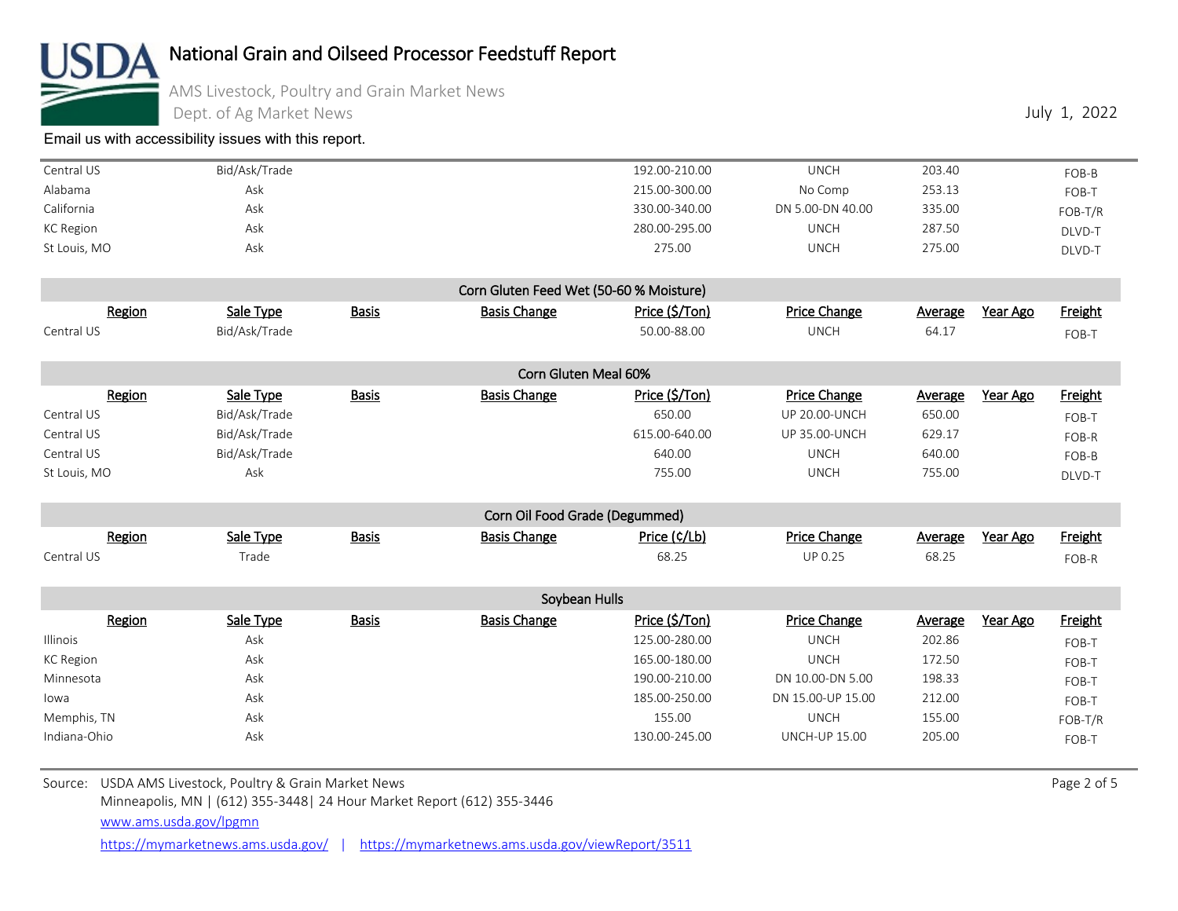| Region | Sale Type | Basis | Basis Change | Price ($/Ton) | Price Change | Average | Year Ago | Freight |
|---|---|---|---|---|---|---|---|---|
| Central US | Bid/Ask/Trade | | | 192.00-210.00 | UNCH | 203.40 | | FOB-B |
| Alabama | Ask | | | 215.00-300.00 | No Comp | 253.13 | | FOB-T |
| California | Ask | | | 330.00-340.00 | DN 5.00-DN 40.00 | 335.00 | | FOB-T/R |
| KC Region | Ask | | | 280.00-295.00 | UNCH | 287.50 | | DLVD-T |
| St Louis, MO | Ask | | | 275.00 | UNCH | 275.00 | | DLVD-T |

### Corn Gluten Feed Wet (50-60 % Moisture)

| Region | Sale Type | Basis | Basis Change | Price ($/Ton) | Price Change | Average | Year Ago | Freight |
|---|---|---|---|---|---|---|---|---|
| Central US | Bid/Ask/Trade | | | 50.00-88.00 | UNCH | 64.17 | | FOB-T |

### Corn Gluten Meal 60%

| Region | Sale Type | Basis | Basis Change | Price ($/Ton) | Price Change | Average | Year Ago | Freight |
|---|---|---|---|---|---|---|---|---|
| Central US | Bid/Ask/Trade | | | 650.00 | UP 20.00-UNCH | 650.00 | | FOB-T |
| Central US | Bid/Ask/Trade | | | 615.00-640.00 | UP 35.00-UNCH | 629.17 | | FOB-R |
| Central US | Bid/Ask/Trade | | | 640.00 | UNCH | 640.00 | | FOB-B |
| St Louis, MO | Ask | | | 755.00 | UNCH | 755.00 | | DLVD-T |

### Corn Oil Food Grade (Degummed)

| Region | Sale Type | Basis | Basis Change | Price (¢/Lb) | Price Change | Average | Year Ago | Freight |
|---|---|---|---|---|---|---|---|---|
| Central US | Trade | | | 68.25 | UP 0.25 | 68.25 | | FOB-R |

### Soybean Hulls

| Region | Sale Type | Basis | Basis Change | Price ($/Ton) | Price Change | Average | Year Ago | Freight |
|---|---|---|---|---|---|---|---|---|
| Illinois | Ask | | | 125.00-280.00 | UNCH | 202.86 | | FOB-T |
| KC Region | Ask | | | 165.00-180.00 | UNCH | 172.50 | | FOB-T |
| Minnesota | Ask | | | 190.00-210.00 | DN 10.00-DN 5.00 | 198.33 | | FOB-T |
| Iowa | Ask | | | 185.00-250.00 | DN 15.00-UP 15.00 | 212.00 | | FOB-T |
| Memphis, TN | Ask | | | 155.00 | UNCH | 155.00 | | FOB-T/R |
| Indiana-Ohio | Ask | | | 130.00-245.00 | UNCH-UP 15.00 | 205.00 | | FOB-T |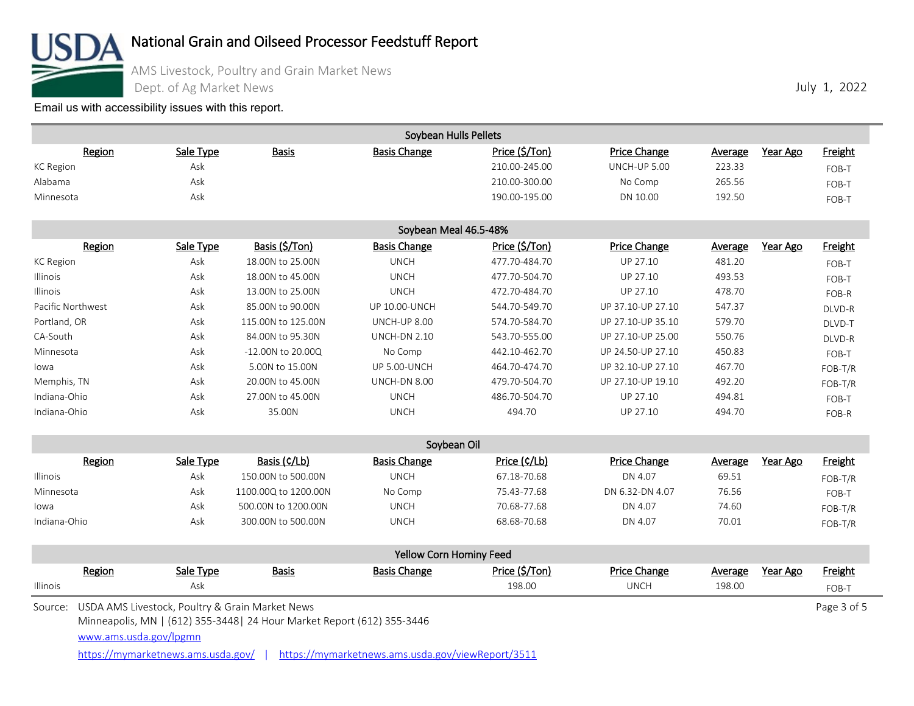# National Grain and Oilseed Processor Feedstuff Report

AMS Livestock, Poultry and Grain Market News

Dept. of Ag Market News

July 1, 2022

Email us with accessibility issues with this report.

## Soybean Hulls Pellets

| Region | Sale Type | Basis | Basis Change | Price ($/Ton) | Price Change | Average | Year Ago | Freight |
|---|---|---|---|---|---|---|---|---|
| KC Region | Ask | | | 210.00-245.00 | UNCH-UP 5.00 | 223.33 | | FOB-T |
| Alabama | Ask | | | 210.00-300.00 | No Comp | 265.56 | | FOB-T |
| Minnesota | Ask | | | 190.00-195.00 | DN 10.00 | 192.50 | | FOB-T |

## Soybean Meal 46.5-48%

| Region | Sale Type | Basis ($/Ton) | Basis Change | Price ($/Ton) | Price Change | Average | Year Ago | Freight |
|---|---|---|---|---|---|---|---|---|
| KC Region | Ask | 18.00N to 25.00N | UNCH | 477.70-484.70 | UP 27.10 | 481.20 | | FOB-T |
| Illinois | Ask | 18.00N to 45.00N | UNCH | 477.70-504.70 | UP 27.10 | 493.53 | | FOB-T |
| Illinois | Ask | 13.00N to 25.00N | UNCH | 472.70-484.70 | UP 27.10 | 478.70 | | FOB-R |
| Pacific Northwest | Ask | 85.00N to 90.00N | UP 10.00-UNCH | 544.70-549.70 | UP 37.10-UP 27.10 | 547.37 | | DLVD-R |
| Portland, OR | Ask | 115.00N to 125.00N | UNCH-UP 8.00 | 574.70-584.70 | UP 27.10-UP 35.10 | 579.70 | | DLVD-T |
| CA-South | Ask | 84.00N to 95.30N | UNCH-DN 2.10 | 543.70-555.00 | UP 27.10-UP 25.00 | 550.76 | | DLVD-R |
| Minnesota | Ask | -12.00N to 20.00Q | No Comp | 442.10-462.70 | UP 24.50-UP 27.10 | 450.83 | | FOB-T |
| Iowa | Ask | 5.00N to 15.00N | UP 5.00-UNCH | 464.70-474.70 | UP 32.10-UP 27.10 | 467.70 | | FOB-T/R |
| Memphis, TN | Ask | 20.00N to 45.00N | UNCH-DN 8.00 | 479.70-504.70 | UP 27.10-UP 19.10 | 492.20 | | FOB-T/R |
| Indiana-Ohio | Ask | 27.00N to 45.00N | UNCH | 486.70-504.70 | UP 27.10 | 494.81 | | FOB-T |
| Indiana-Ohio | Ask | 35.00N | UNCH | 494.70 | UP 27.10 | 494.70 | | FOB-R |

## Soybean Oil

| Region | Sale Type | Basis (¢/Lb) | Basis Change | Price (¢/Lb) | Price Change | Average | Year Ago | Freight |
|---|---|---|---|---|---|---|---|---|
| Illinois | Ask | 150.00N to 500.00N | UNCH | 67.18-70.68 | DN 4.07 | 69.51 | | FOB-T/R |
| Minnesota | Ask | 1100.00Q to 1200.00N | No Comp | 75.43-77.68 | DN 6.32-DN 4.07 | 76.56 | | FOB-T |
| Iowa | Ask | 500.00N to 1200.00N | UNCH | 70.68-77.68 | DN 4.07 | 74.60 | | FOB-T/R |
| Indiana-Ohio | Ask | 300.00N to 500.00N | UNCH | 68.68-70.68 | DN 4.07 | 70.01 | | FOB-T/R |

## Yellow Corn Hominy Feed

| Region | Sale Type | Basis | Basis Change | Price ($/Ton) | Price Change | Average | Year Ago | Freight |
|---|---|---|---|---|---|---|---|---|
| Illinois | Ask | | | 198.00 | UNCH | 198.00 | | FOB-T |

Source: USDA AMS Livestock, Poultry & Grain Market News
Minneapolis, MN | (612) 355-3448| 24 Hour Market Report (612) 355-3446
www.ams.usda.gov/lpgmn
https://mymarketnews.ams.usda.gov/ | https://mymarketnews.ams.usda.gov/viewReport/3511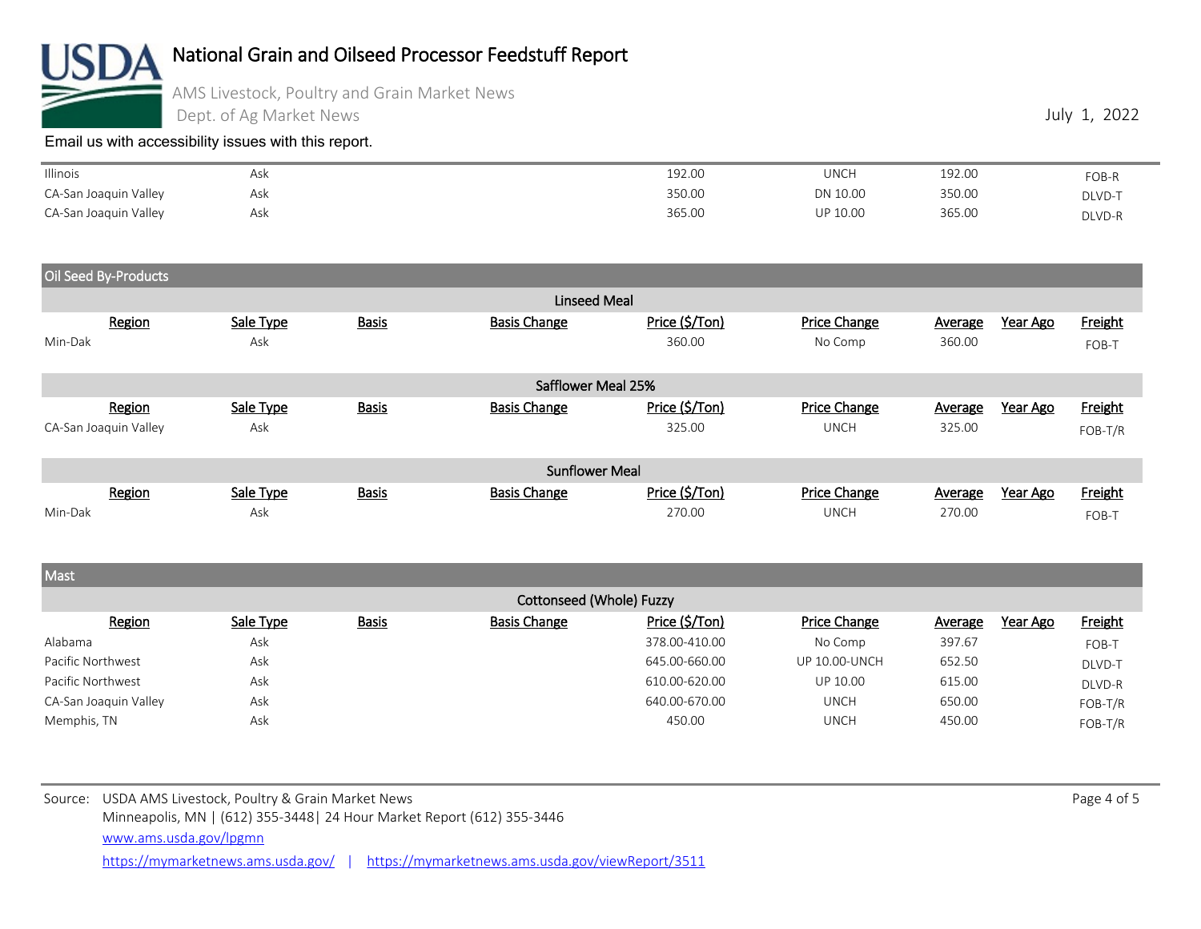| Region | Sale Type | Basis | Basis Change | Price ($/Ton) | Price Change | Average | Year Ago | Freight |
|---|---|---|---|---|---|---|---|---|
| Illinois | Ask | | | 192.00 | UNCH | 192.00 | | FOB-R |
| CA-San Joaquin Valley | Ask | | | 350.00 | DN 10.00 | 350.00 | | DLVD-T |
| CA-San Joaquin Valley | Ask | | | 365.00 | UP 10.00 | 365.00 | | DLVD-R |

## Oil Seed By-Products

### Linseed Meal

| Region | Sale Type | Basis | Basis Change | Price ($/Ton) | Price Change | Average | Year Ago | Freight |
|---|---|---|---|---|---|---|---|---|
| Min-Dak | Ask | | | 360.00 | No Comp | 360.00 | | FOB-T |

### Safflower Meal 25%

| Region | Sale Type | Basis | Basis Change | Price ($/Ton) | Price Change | Average | Year Ago | Freight |
|---|---|---|---|---|---|---|---|---|
| CA-San Joaquin Valley | Ask | | | 325.00 | UNCH | 325.00 | | FOB-T/R |

### Sunflower Meal

| Region | Sale Type | Basis | Basis Change | Price ($/Ton) | Price Change | Average | Year Ago | Freight |
|---|---|---|---|---|---|---|---|---|
| Min-Dak | Ask | | | 270.00 | UNCH | 270.00 | | FOB-T |

## Mast

### Cottonseed (Whole) Fuzzy

| Region | Sale Type | Basis | Basis Change | Price ($/Ton) | Price Change | Average | Year Ago | Freight |
|---|---|---|---|---|---|---|---|---|
| Alabama | Ask | | | 378.00-410.00 | No Comp | 397.67 | | FOB-T |
| Pacific Northwest | Ask | | | 645.00-660.00 | UP 10.00-UNCH | 652.50 | | DLVD-T |
| Pacific Northwest | Ask | | | 610.00-620.00 | UP 10.00 | 615.00 | | DLVD-R |
| CA-San Joaquin Valley | Ask | | | 640.00-670.00 | UNCH | 650.00 | | FOB-T/R |
| Memphis, TN | Ask | | | 450.00 | UNCH | 450.00 | | FOB-T/R |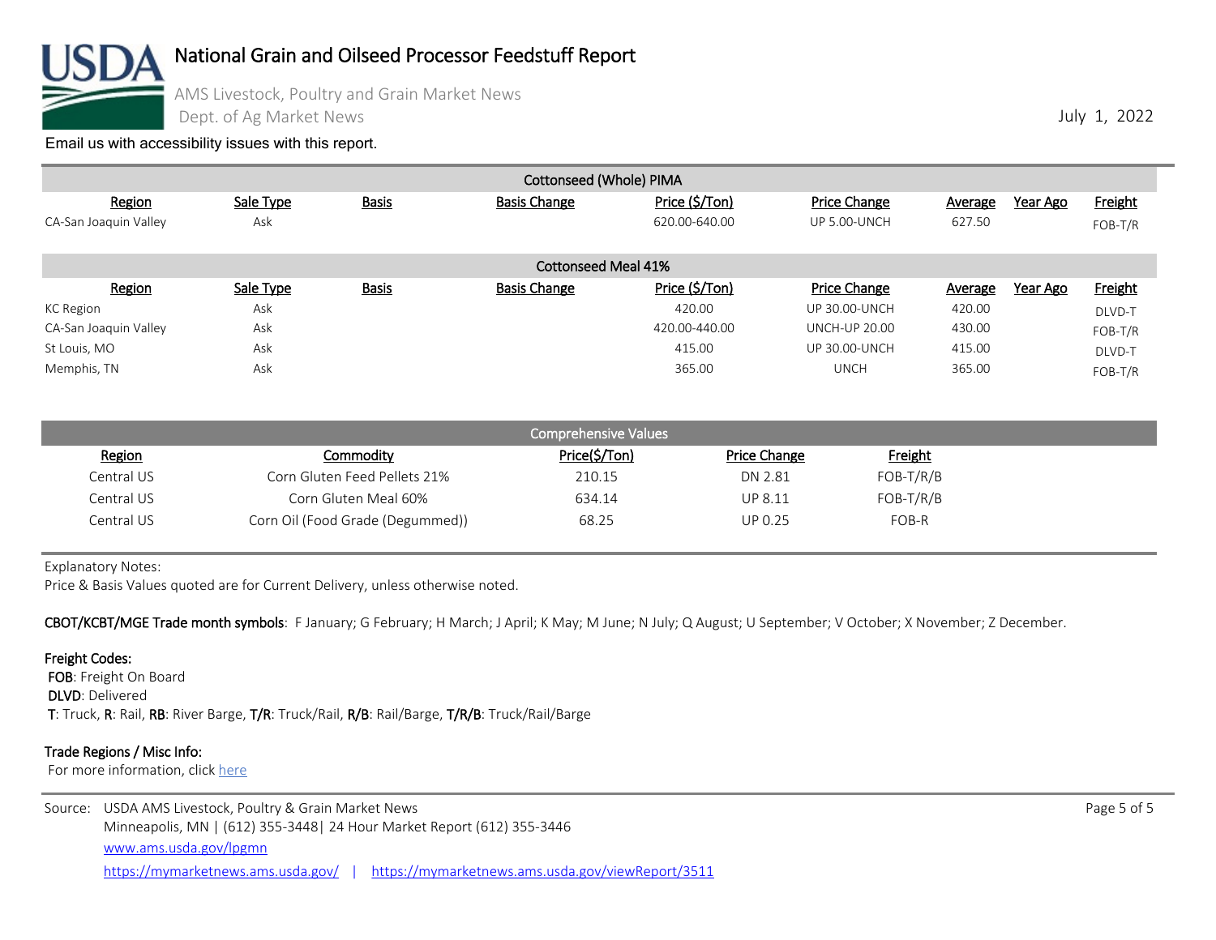# National Grain and Oilseed Processor Feedstuff Report

AMS Livestock, Poultry and Grain Market News

Dept. of Ag Market News

July 1, 2022

Email us with accessibility issues with this report.

| Cottonseed (Whole) PIMA | | | | | | | | |
|---|---|---|---|---|---|---|---|---|
| Region | Sale Type | Basis | Basis Change | Price ($/Ton) | Price Change | Average | Year Ago | Freight |
| CA-San Joaquin Valley | Ask | | | 620.00-640.00 | UP 5.00-UNCH | 627.50 | | FOB-T/R |

| Cottonseed Meal 41% | | | | | | | | |
|---|---|---|---|---|---|---|---|---|
| Region | Sale Type | Basis | Basis Change | Price ($/Ton) | Price Change | Average | Year Ago | Freight |
| KC Region | Ask | | | 420.00 | UP 30.00-UNCH | 420.00 | | DLVD-T |
| CA-San Joaquin Valley | Ask | | | 420.00-440.00 | UNCH-UP 20.00 | 430.00 | | FOB-T/R |
| St Louis, MO | Ask | | | 415.00 | UP 30.00-UNCH | 415.00 | | DLVD-T |
| Memphis, TN | Ask | | | 365.00 | UNCH | 365.00 | | FOB-T/R |

| Comprehensive Values | | | | |
|---|---|---|---|---|
| Region | Commodity | Price($/Ton) | Price Change | Freight |
| Central US | Corn Gluten Feed Pellets 21% | 210.15 | DN 2.81 | FOB-T/R/B |
| Central US | Corn Gluten Meal 60% | 634.14 | UP 8.11 | FOB-T/R/B |
| Central US | Corn Oil (Food Grade (Degummed)) | 68.25 | UP 0.25 | FOB-R |

Explanatory Notes:

Price & Basis Values quoted are for Current Delivery, unless otherwise noted.

**CBOT/KCBT/MGE Trade month symbols**: F January; G February; H March; J April; K May; M June; N July; Q August; U September; V October; X November; Z December.

**Freight Codes:**

**FOB**: Freight On Board

**DLVD**: Delivered

**T**: Truck, **R**: Rail, **RB**: River Barge, **T/R**: Truck/Rail, **R/B**: Rail/Barge, **T/R/B**: Truck/Rail/Barge

**Trade Regions / Misc Info:**

For more information, click here

Source: USDA AMS Livestock, Poultry & Grain Market News
Minneapolis, MN | (612) 355-3448| 24 Hour Market Report (612) 355-3446
www.ams.usda.gov/lpgmn
https://mymarketnews.ams.usda.gov/ | https://mymarketnews.ams.usda.gov/viewReport/3511